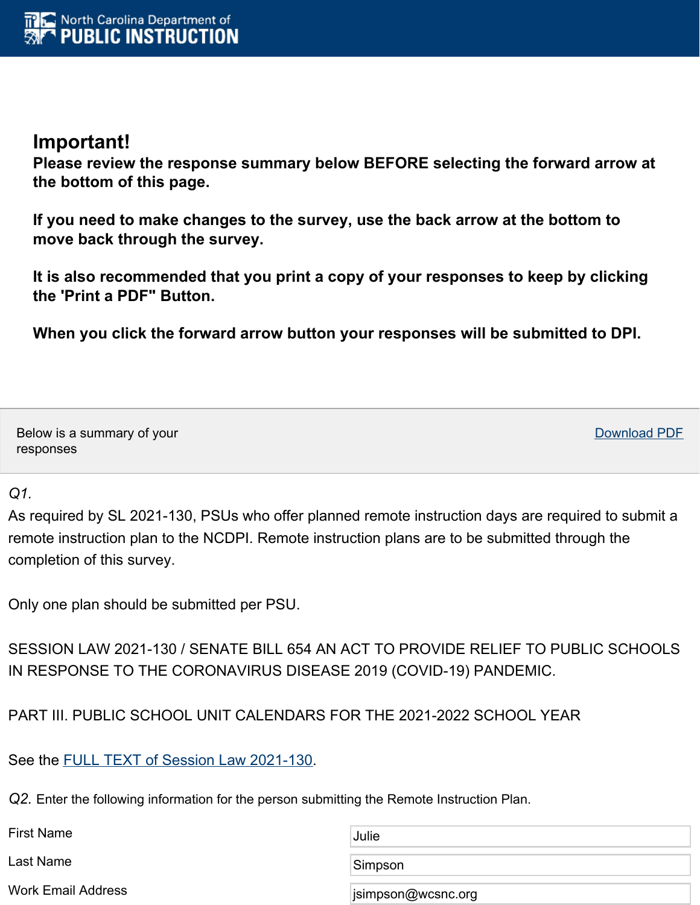# North Carolina Department of PUBLIC INSTRUCTION

## Important!

**Please review the response summary below BEFORE selecting the forward arrow at the bottom of this page.**

**If you need to make changes to the survey, use the back arrow at the bottom to move back through the survey.**

**It is also recommended that you print a copy of your responses to keep by clicking the 'Print a PDF" Button.**

**When you click the forward arrow button your responses will be submitted to DPI.**

Below is a summary of your responses

Download PDF

*Q1.*

As required by SL 2021-130, PSUs who offer planned remote instruction days are required to submit a remote instruction plan to the NCDPI. Remote instruction plans are to be submitted through the completion of this survey.

Only one plan should be submitted per PSU.

SESSION LAW 2021-130 / SENATE BILL 654 AN ACT TO PROVIDE RELIEF TO PUBLIC SCHOOLS IN RESPONSE TO THE CORONAVIRUS DISEASE 2019 (COVID-19) PANDEMIC.

PART III. PUBLIC SCHOOL UNIT CALENDARS FOR THE 2021-2022 SCHOOL YEAR

See the FULL TEXT of Session Law 2021-130.

*Q2.* Enter the following information for the person submitting the Remote Instruction Plan.

| | |
|---|---|
| First Name | Julie |
| Last Name | Simpson |
| Work Email Address | jsimpson@wcsnc.org |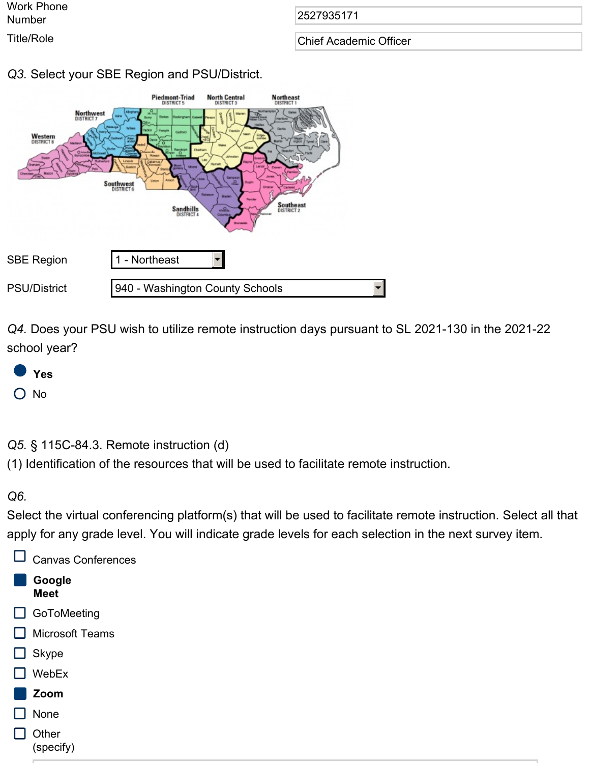| | |
|---|---|
| Work Phone Number | 2527935171 |
| Title/Role | Chief Academic Officer |

*Q3.* Select your SBE Region and PSU/District.

Piedmont-Triad DISTRICT 5
North Central DISTRICT 3
Northeast DISTRICT 1
Northwest DISTRICT 7
Western DISTRICT 8
Southwest DISTRICT 6
Sandhills DISTRICT 4
Southeast DISTRICT 2

| | |
|---|---|
| SBE Region | 1 - Northeast |
| PSU/District | 940 - Washington County Schools |

*Q4.* Does your PSU wish to utilize remote instruction days pursuant to SL 2021-130 in the 2021-22 school year?

- ● **Yes**
- ○ No

*Q5.* § 115C-84.3. Remote instruction (d)
(1) Identification of the resources that will be used to facilitate remote instruction.

*Q6.*
Select the virtual conferencing platform(s) that will be used to facilitate remote instruction. Select all that apply for any grade level. You will indicate grade levels for each selection in the next survey item.

- ☐ Canvas Conferences
- ☑ **Google Meet**
- ☐ GoToMeeting
- ☐ Microsoft Teams
- ☐ Skype
- ☐ WebEx
- ☑ **Zoom**
- ☐ None
- ☐ Other (specify)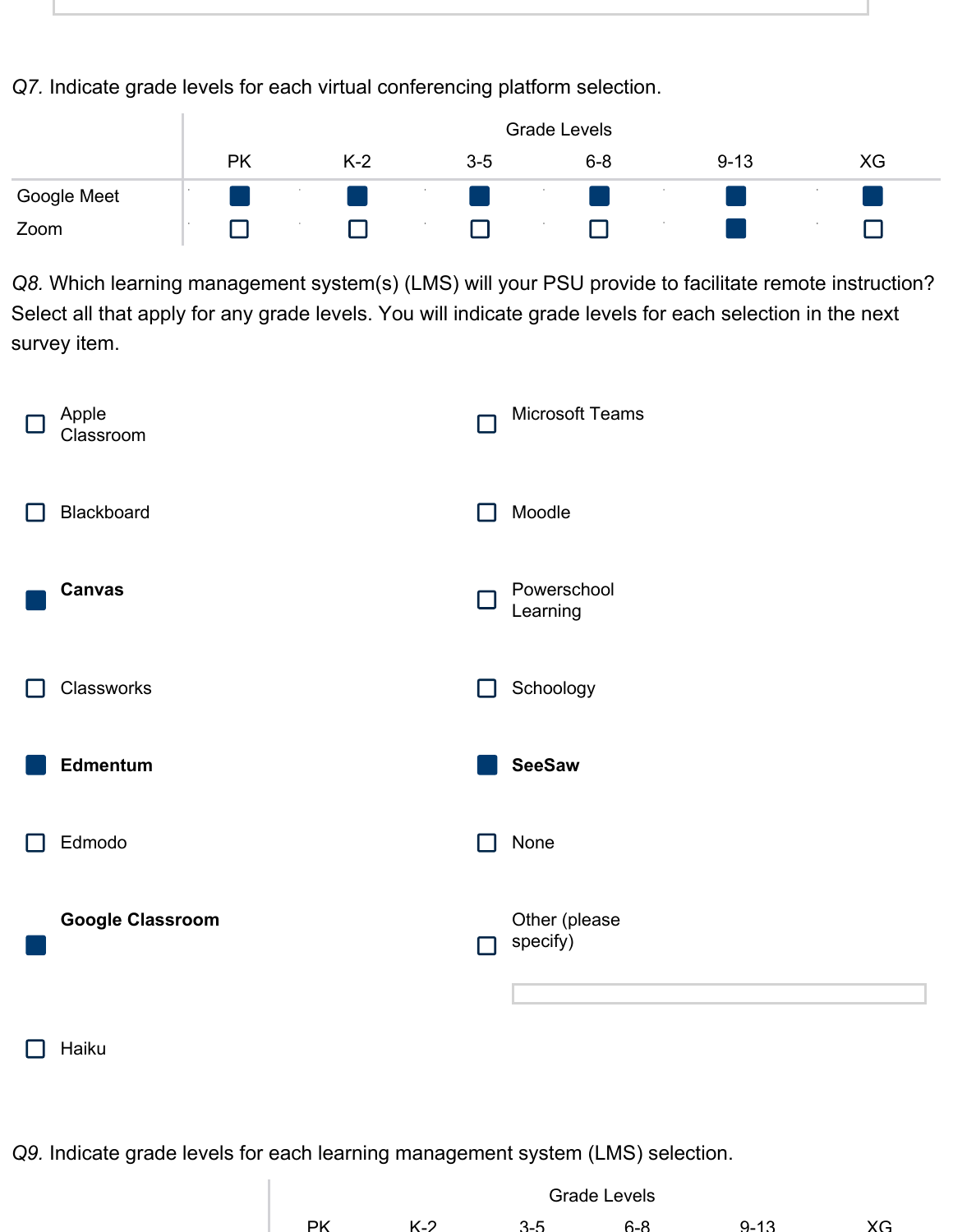*Q7.* Indicate grade levels for each virtual conferencing platform selection.

| | Grade Levels | | | | | |
|---|---|---|---|---|---|---|
| | PK | K-2 | 3-5 | 6-8 | 9-13 | XG |
| Google Meet | ■ | ■ | ■ | ■ | ■ | ■ |
| Zoom | ☐ | ☐ | ☐ | ☐ | ■ | ☐ |

*Q8.* Which learning management system(s) (LMS) will your PSU provide to facilitate remote instruction? Select all that apply for any grade levels. You will indicate grade levels for each selection in the next survey item.

- ☐ Apple Classroom
- ☐ Blackboard
- ■ **Canvas**
- ☐ Classworks
- ■ **Edmentum**
- ☐ Edmodo
- ■ **Google Classroom**
- ☐ Haiku
- ☐ Microsoft Teams
- ☐ Moodle
- ☐ Powerschool Learning
- ☐ Schoology
- ■ **SeeSaw**
- ☐ None
- ☐ Other (please specify)

*Q9.* Indicate grade levels for each learning management system (LMS) selection.

| | Grade Levels | | | | | |
|---|---|---|---|---|---|---|
| | PK | K-2 | 3-5 | 6-8 | 9-13 | XG |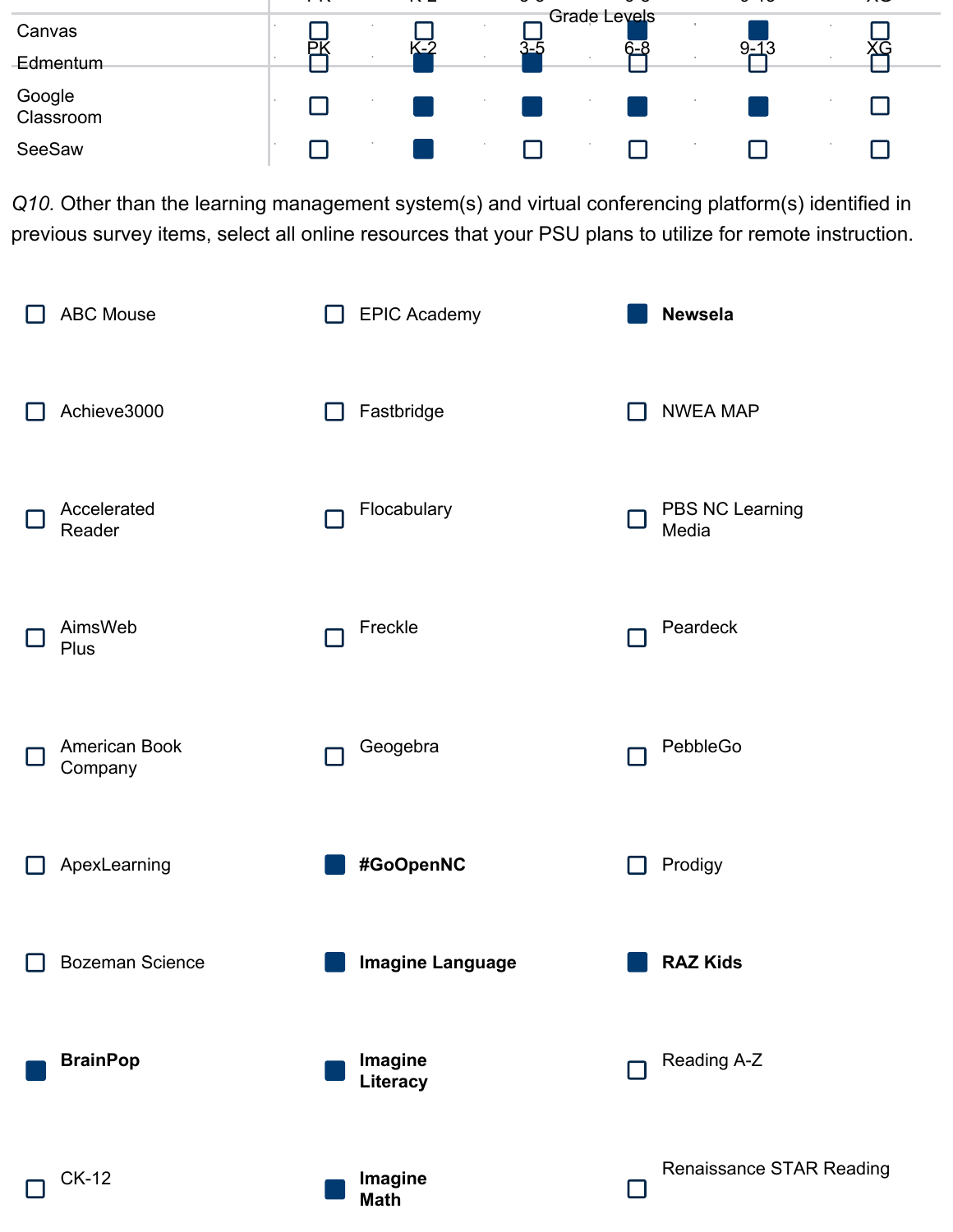| | Grade Levels | | | | | |
|---|---|---|---|---|---|---|
| | PK | K-2 | 3-5 | 6-8 | 9-13 | XG |
| Canvas | ☐ | ☐ | ☐ | ■ | ■ | ☐ |
| Edmentum | ☐ | ■ | ■ | ☐ | ☐ | ☐ |
| Google Classroom | ☐ | ■ | ■ | ■ | ■ | ☐ |
| SeeSaw | ☐ | ■ | ☐ | ☐ | ☐ | ☐ |

*Q10.* Other than the learning management system(s) and virtual conferencing platform(s) identified in previous survey items, select all online resources that your PSU plans to utilize for remote instruction.

- ☐ ABC Mouse
- ☐ Achieve3000
- ☐ Accelerated Reader
- ☐ AimsWeb Plus
- ☐ American Book Company
- ☐ ApexLearning
- ☐ Bozeman Science
- ■ **BrainPop**
- ☐ CK-12
- ☐ EPIC Academy
- ☐ Fastbridge
- ☐ Flocabulary
- ☐ Freckle
- ☐ Geogebra
- ■ **#GoOpenNC**
- ■ **Imagine Language**
- ■ **Imagine Literacy**
- ■ **Imagine Math**
- ■ **Newsela**
- ☐ NWEA MAP
- ☐ PBS NC Learning Media
- ☐ Peardeck
- ☐ PebbleGo
- ☐ Prodigy
- ■ **RAZ Kids**
- ☐ Reading A-Z
- ☐ Renaissance STAR Reading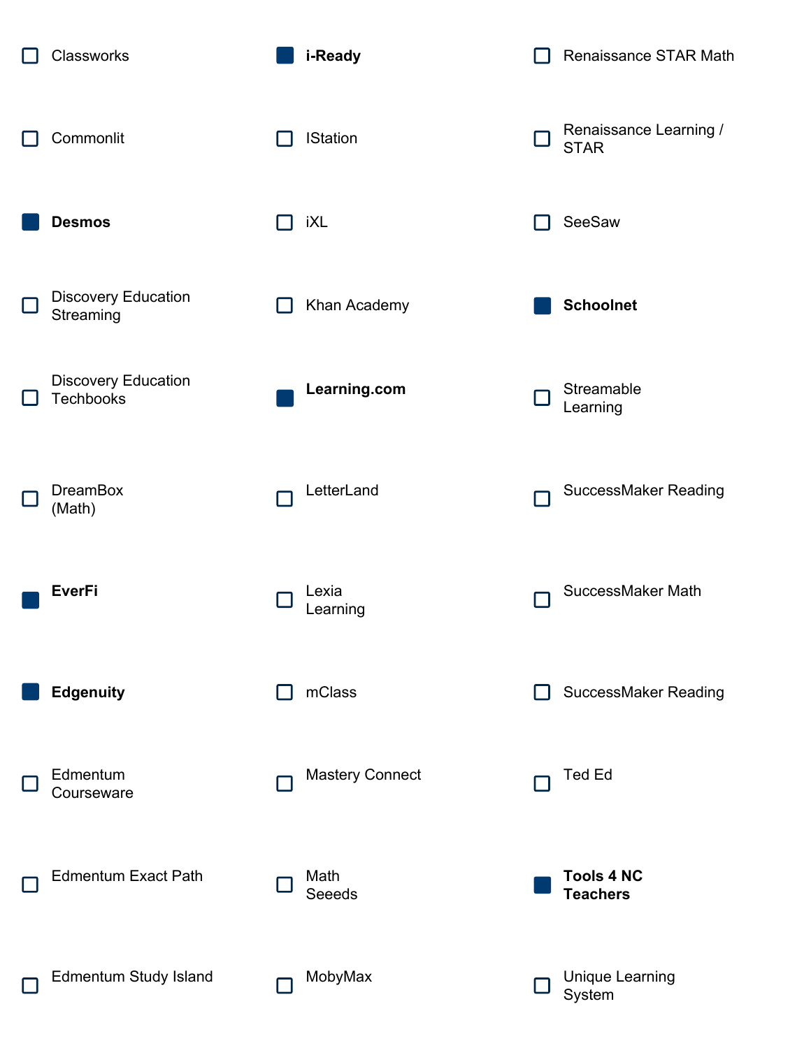- [ ] Classworks
- [ ] Commonlit
- [x] **Desmos**
- [ ] Discovery Education Streaming
- [ ] Discovery Education Techbooks
- [ ] DreamBox (Math)
- [x] **EverFi**
- [x] **Edgenuity**
- [ ] Edmentum Courseware
- [ ] Edmentum Exact Path
- [ ] Edmentum Study Island
- [x] **i-Ready**
- [ ] IStation
- [ ] iXL
- [ ] Khan Academy
- [x] **Learning.com**
- [ ] LetterLand
- [ ] Lexia Learning
- [ ] mClass
- [ ] Mastery Connect
- [ ] Math Seeeds
- [ ] MobyMax
- [ ] Renaissance STAR Math
- [ ] Renaissance Learning / STAR
- [ ] SeeSaw
- [x] **Schoolnet**
- [ ] Streamable Learning
- [ ] SuccessMaker Reading
- [ ] SuccessMaker Math
- [ ] SuccessMaker Reading
- [ ] Ted Ed
- [x] **Tools 4 NC Teachers**
- [ ] Unique Learning System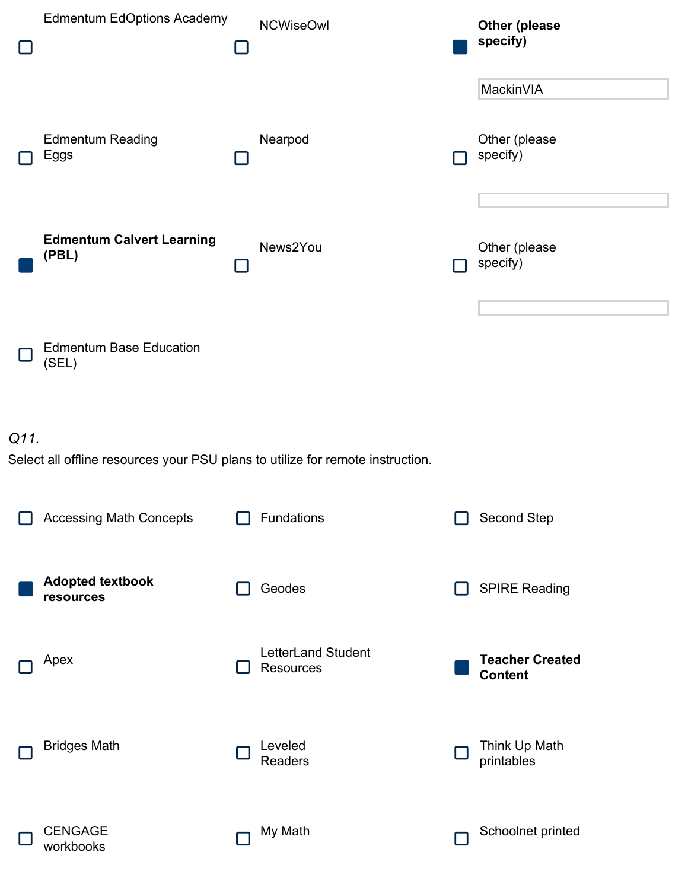- [ ] Edmentum EdOptions Academy
- [ ] NCWiseOwl
- [x] **Other (please specify)**: MackinVIA
- [ ] Edmentum Reading Eggs
- [ ] Nearpod
- [ ] Other (please specify)
- [x] **Edmentum Calvert Learning (PBL)**
- [ ] News2You
- [ ] Other (please specify)
- [ ] Edmentum Base Education (SEL)

*Q11.*

Select all offline resources your PSU plans to utilize for remote instruction.

- [ ] Accessing Math Concepts
- [ ] Fundations
- [ ] Second Step
- [x] **Adopted textbook resources**
- [ ] Geodes
- [ ] SPIRE Reading
- [ ] Apex
- [ ] LetterLand Student Resources
- [x] **Teacher Created Content**
- [ ] Bridges Math
- [ ] Leveled Readers
- [ ] Think Up Math printables
- [ ] CENGAGE workbooks
- [ ] My Math
- [ ] Schoolnet printed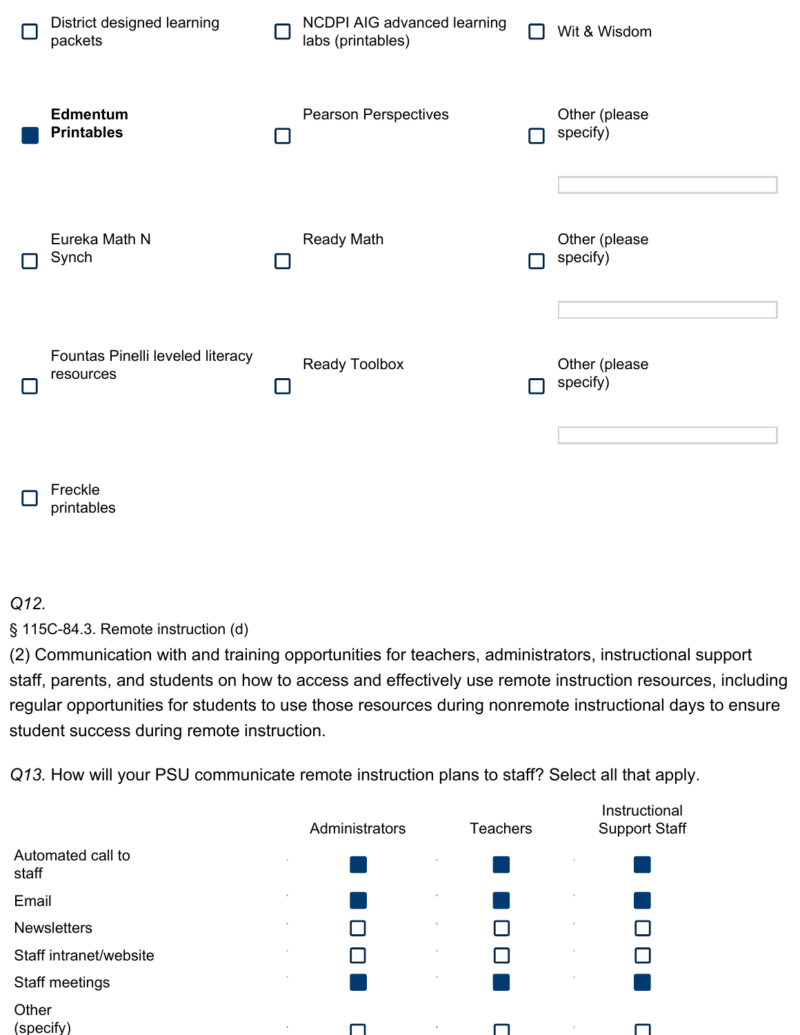| | | |
|---|---|---|
| ☐ District designed learning packets | ☐ NCDPI AIG advanced learning labs (printables) | ☐ Wit & Wisdom |
| ■ **Edmentum Printables** | ☐ Pearson Perspectives | ☐ Other (please specify) |
| ☐ Eureka Math N Synch | ☐ Ready Math | ☐ Other (please specify) |
| ☐ Fountas Pinelli leveled literacy resources | ☐ Ready Toolbox | ☐ Other (please specify) |
| ☐ Freckle printables | | |

*Q12.*

§ 115C-84.3. Remote instruction (d)

(2) Communication with and training opportunities for teachers, administrators, instructional support staff, parents, and students on how to access and effectively use remote instruction resources, including regular opportunities for students to use those resources during nonremote instructional days to ensure student success during remote instruction.

*Q13.* How will your PSU communicate remote instruction plans to staff? Select all that apply.

| | Administrators | Teachers | Instructional Support Staff |
|---|---|---|---|
| Automated call to staff | ■ | ■ | ■ |
| Email | ■ | ■ | ■ |
| Newsletters | ☐ | ☐ | ☐ |
| Staff intranet/website | ☐ | ☐ | ☐ |
| Staff meetings | ■ | ■ | ■ |
| Other (specify) | ☐ | ☐ | ☐ |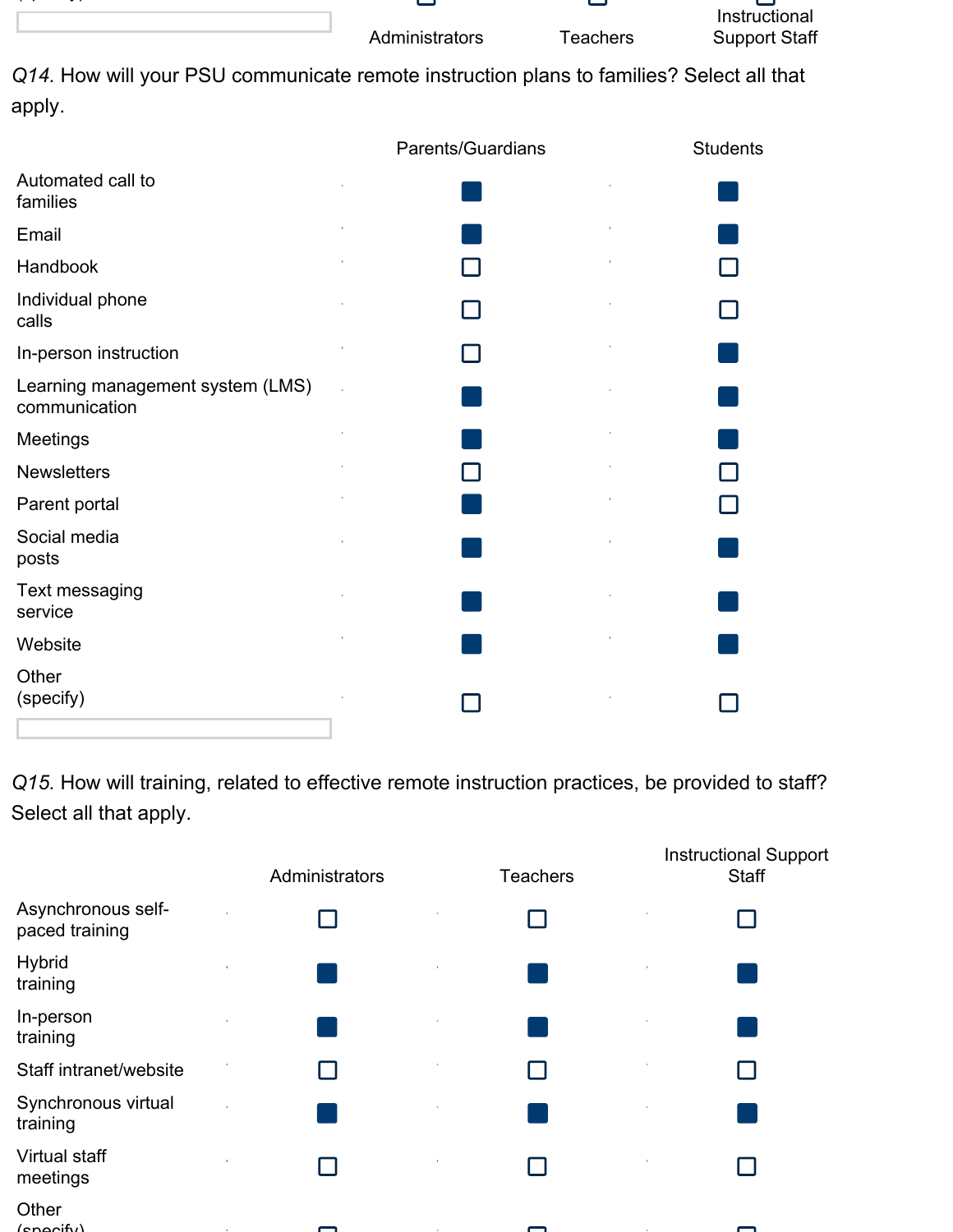| | Administrators | Teachers | Instructional Support Staff |
|---|---|---|---|

*Q14.* How will your PSU communicate remote instruction plans to families? Select all that apply.

| | Parents/Guardians | Students |
|---|---|---|
| Automated call to families | ■ | ■ |
| Email | ■ | ■ |
| Handbook | ☐ | ☐ |
| Individual phone calls | ☐ | ☐ |
| In-person instruction | ☐ | ■ |
| Learning management system (LMS) communication | ■ | ■ |
| Meetings | ■ | ■ |
| Newsletters | ☐ | ☐ |
| Parent portal | ■ | ☐ |
| Social media posts | ■ | ■ |
| Text messaging service | ■ | ■ |
| Website | ■ | ■ |
| Other (specify) | ☐ | ☐ |

*Q15.* How will training, related to effective remote instruction practices, be provided to staff? Select all that apply.

| | Administrators | Teachers | Instructional Support Staff |
|---|---|---|---|
| Asynchronous self-paced training | ☐ | ☐ | ☐ |
| Hybrid training | ■ | ■ | ■ |
| In-person training | ■ | ■ | ■ |
| Staff intranet/website | ☐ | ☐ | ☐ |
| Synchronous virtual training | ■ | ■ | ■ |
| Virtual staff meetings | ☐ | ☐ | ☐ |
| Other (specify) | ☐ | ☐ | ☐ |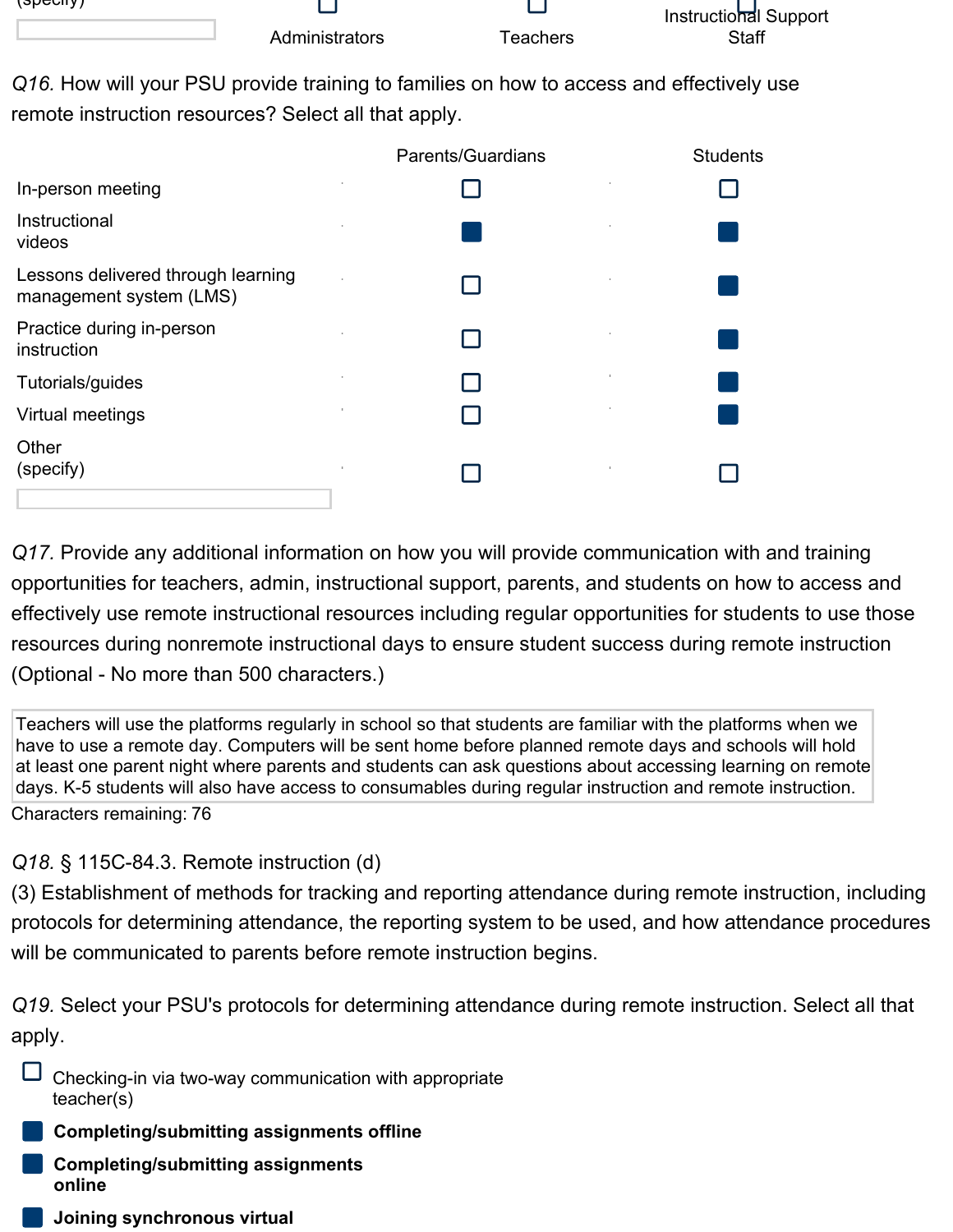(specify)

| | Administrators | Teachers | Instructional Support Staff |
|---|---|---|---|
| | ☐ | ☐ | ☐ |

*Q16.* How will your PSU provide training to families on how to access and effectively use remote instruction resources? Select all that apply.

| | Parents/Guardians | Students |
|---|---|---|
| In-person meeting | ☐ | ☐ |
| Instructional videos | ■ | ■ |
| Lessons delivered through learning management system (LMS) | ☐ | ■ |
| Practice during in-person instruction | ☐ | ■ |
| Tutorials/guides | ☐ | ■ |
| Virtual meetings | ☐ | ■ |
| Other (specify) | ☐ | ☐ |

*Q17.* Provide any additional information on how you will provide communication with and training opportunities for teachers, admin, instructional support, parents, and students on how to access and effectively use remote instructional resources including regular opportunities for students to use those resources during nonremote instructional days to ensure student success during remote instruction (Optional - No more than 500 characters.)

Teachers will use the platforms regularly in school so that students are familiar with the platforms when we have to use a remote day. Computers will be sent home before planned remote days and schools will hold at least one parent night where parents and students can ask questions about accessing learning on remote days. K-5 students will also have access to consumables during regular instruction and remote instruction.

Characters remaining: 76

*Q18.* § 115C-84.3. Remote instruction (d)
(3) Establishment of methods for tracking and reporting attendance during remote instruction, including protocols for determining attendance, the reporting system to be used, and how attendance procedures will be communicated to parents before remote instruction begins.

*Q19.* Select your PSU's protocols for determining attendance during remote instruction. Select all that apply.

- ☐ Checking-in via two-way communication with appropriate teacher(s)
- ■ **Completing/submitting assignments offline**
- ■ **Completing/submitting assignments online**
- ■ **Joining synchronous virtual**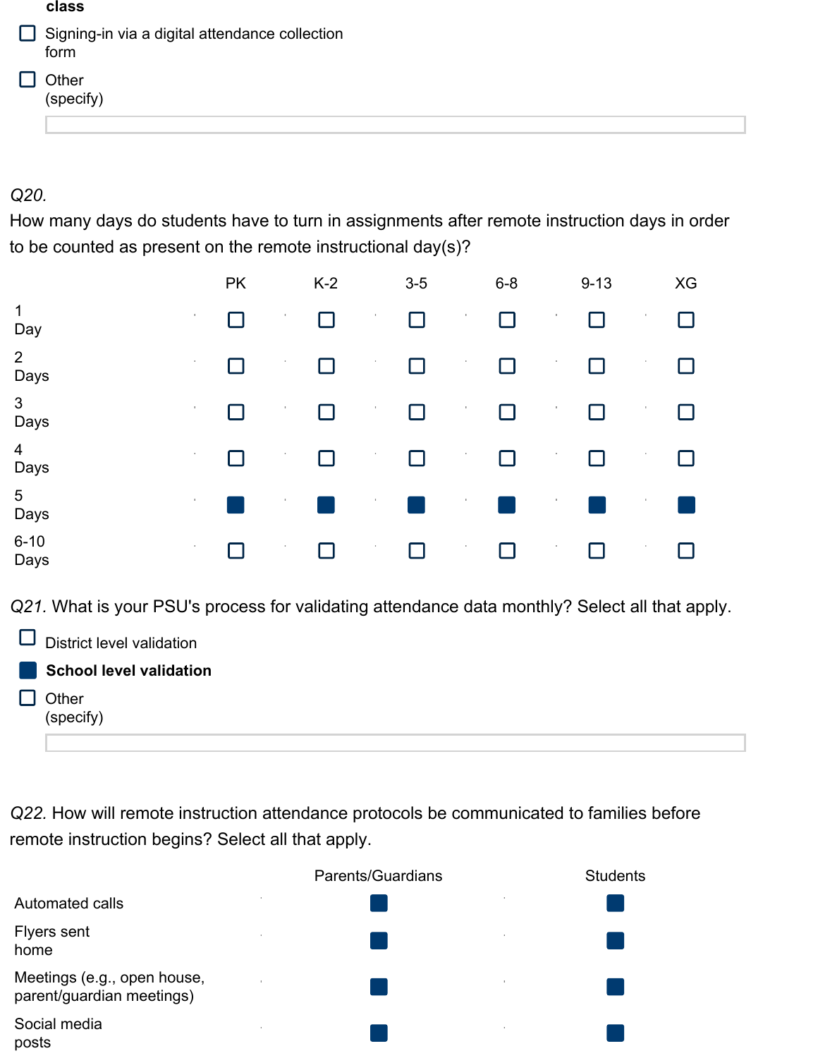class

- [ ] Signing-in via a digital attendance collection form
- [ ] Other (specify)

_Q20._
How many days do students have to turn in assignments after remote instruction days in order to be counted as present on the remote instructional day(s)?

| | PK | K-2 | 3-5 | 6-8 | 9-13 | XG |
|---|---|---|---|---|---|---|
| 1 Day | ☐ | ☐ | ☐ | ☐ | ☐ | ☐ |
| 2 Days | ☐ | ☐ | ☐ | ☐ | ☐ | ☐ |
| 3 Days | ☐ | ☐ | ☐ | ☐ | ☐ | ☐ |
| 4 Days | ☐ | ☐ | ☐ | ☐ | ☐ | ☐ |
| 5 Days | ■ | ■ | ■ | ■ | ■ | ■ |
| 6-10 Days | ☐ | ☐ | ☐ | ☐ | ☐ | ☐ |

_Q21._ What is your PSU's process for validating attendance data monthly? Select all that apply.

- [ ] District level validation
- [x] **School level validation**
- [ ] Other (specify)

_Q22._ How will remote instruction attendance protocols be communicated to families before remote instruction begins? Select all that apply.

| | Parents/Guardians | Students |
|---|---|---|
| Automated calls | ■ | ■ |
| Flyers sent home | ■ | ■ |
| Meetings (e.g., open house, parent/guardian meetings) | ■ | ■ |
| Social media posts | ■ | ■ |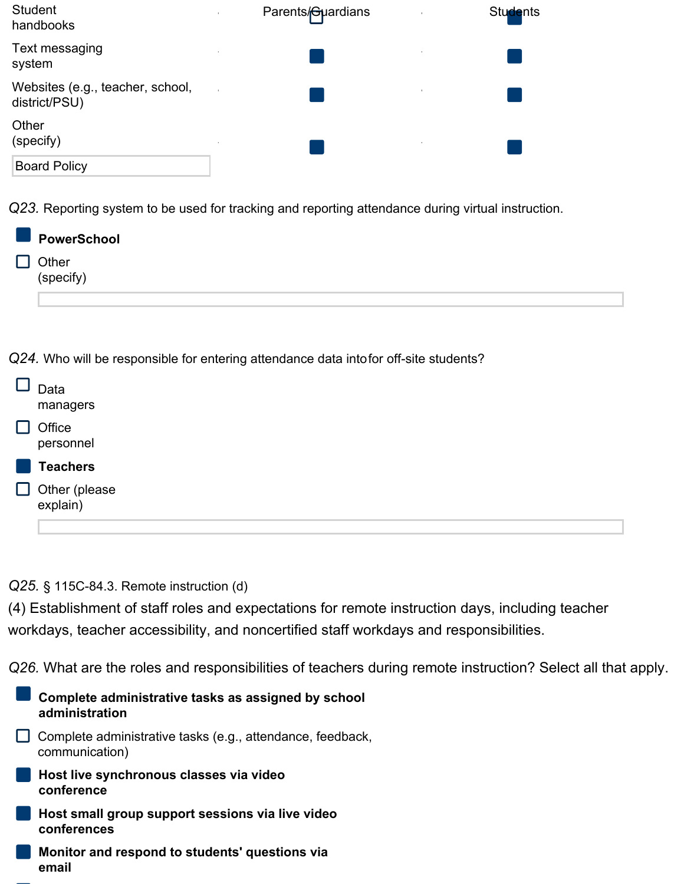| | Parents/Guardians | Students |
|---|---|---|
| Student handbooks | ☐ | ■ |
| Text messaging system | ■ | ■ |
| Websites (e.g., teacher, school, district/PSU) | ■ | ■ |
| Other (specify) Board Policy | ■ | ■ |

*Q23.* Reporting system to be used for tracking and reporting attendance during virtual instruction.

- ■ **PowerSchool**
- ☐ Other (specify)

*Q24.* Who will be responsible for entering attendance data intofor off-site students?

- ☐ Data managers
- ☐ Office personnel
- ■ **Teachers**
- ☐ Other (please explain)

*Q25.* § 115C-84.3. Remote instruction (d)

(4) Establishment of staff roles and expectations for remote instruction days, including teacher workdays, teacher accessibility, and noncertified staff workdays and responsibilities.

*Q26.* What are the roles and responsibilities of teachers during remote instruction? Select all that apply.

- ■ **Complete administrative tasks as assigned by school administration**
- ☐ Complete administrative tasks (e.g., attendance, feedback, communication)
- ■ **Host live synchronous classes via video conference**
- ■ **Host small group support sessions via live video conferences**
- ■ **Monitor and respond to students' questions via email**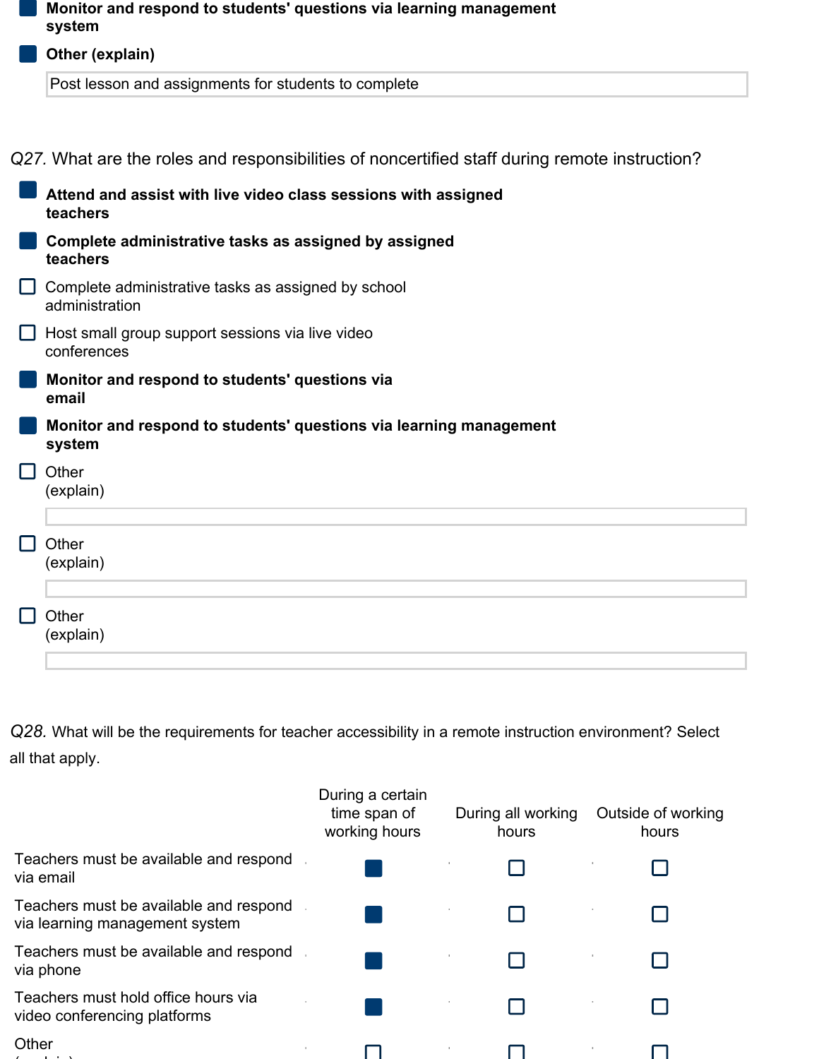- [x] **Monitor and respond to students' questions via learning management system**
- [x] **Other (explain)**

  Post lesson and assignments for students to complete

*Q27.* What are the roles and responsibilities of noncertified staff during remote instruction?

- [x] **Attend and assist with live video class sessions with assigned teachers**
- [x] **Complete administrative tasks as assigned by assigned teachers**
- [ ] Complete administrative tasks as assigned by school administration
- [ ] Host small group support sessions via live video conferences
- [x] **Monitor and respond to students' questions via email**
- [x] **Monitor and respond to students' questions via learning management system**
- [ ] Other (explain)
- [ ] Other (explain)
- [ ] Other (explain)

*Q28.* What will be the requirements for teacher accessibility in a remote instruction environment? Select all that apply.

| | During a certain time span of working hours | During all working hours | Outside of working hours |
|---|---|---|---|
| Teachers must be available and respond via email | ■ | ☐ | ☐ |
| Teachers must be available and respond via learning management system | ■ | ☐ | ☐ |
| Teachers must be available and respond via phone | ■ | ☐ | ☐ |
| Teachers must hold office hours via video conferencing platforms | ■ | ☐ | ☐ |
| Other (explain) | ☐ | ☐ | ☐ |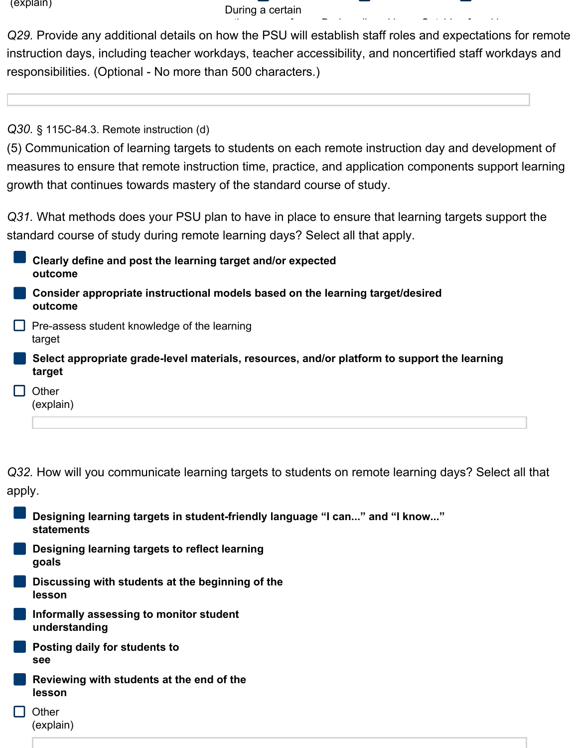Q29. Provide any additional details on how the PSU will establish staff roles and expectations for remote instruction days, including teacher workdays, teacher accessibility, and noncertified staff workdays and responsibilities. (Optional - No more than 500 characters.)

Q30. § 115C-84.3. Remote instruction (d)

(5) Communication of learning targets to students on each remote instruction day and development of measures to ensure that remote instruction time, practice, and application components support learning growth that continues towards mastery of the standard course of study.

Q31. What methods does your PSU plan to have in place to ensure that learning targets support the standard course of study during remote learning days? Select all that apply.

- [x] **Clearly define and post the learning target and/or expected outcome**
- [x] **Consider appropriate instructional models based on the learning target/desired outcome**
- [ ] Pre-assess student knowledge of the learning target
- [x] **Select appropriate grade-level materials, resources, and/or platform to support the learning target**
- [ ] Other (explain)

Q32. How will you communicate learning targets to students on remote learning days? Select all that apply.

- [x] **Designing learning targets in student-friendly language "I can..." and "I know..." statements**
- [x] **Designing learning targets to reflect learning goals**
- [x] **Discussing with students at the beginning of the lesson**
- [x] **Informally assessing to monitor student understanding**
- [x] **Posting daily for students to see**
- [x] **Reviewing with students at the end of the lesson**
- [ ] Other (explain)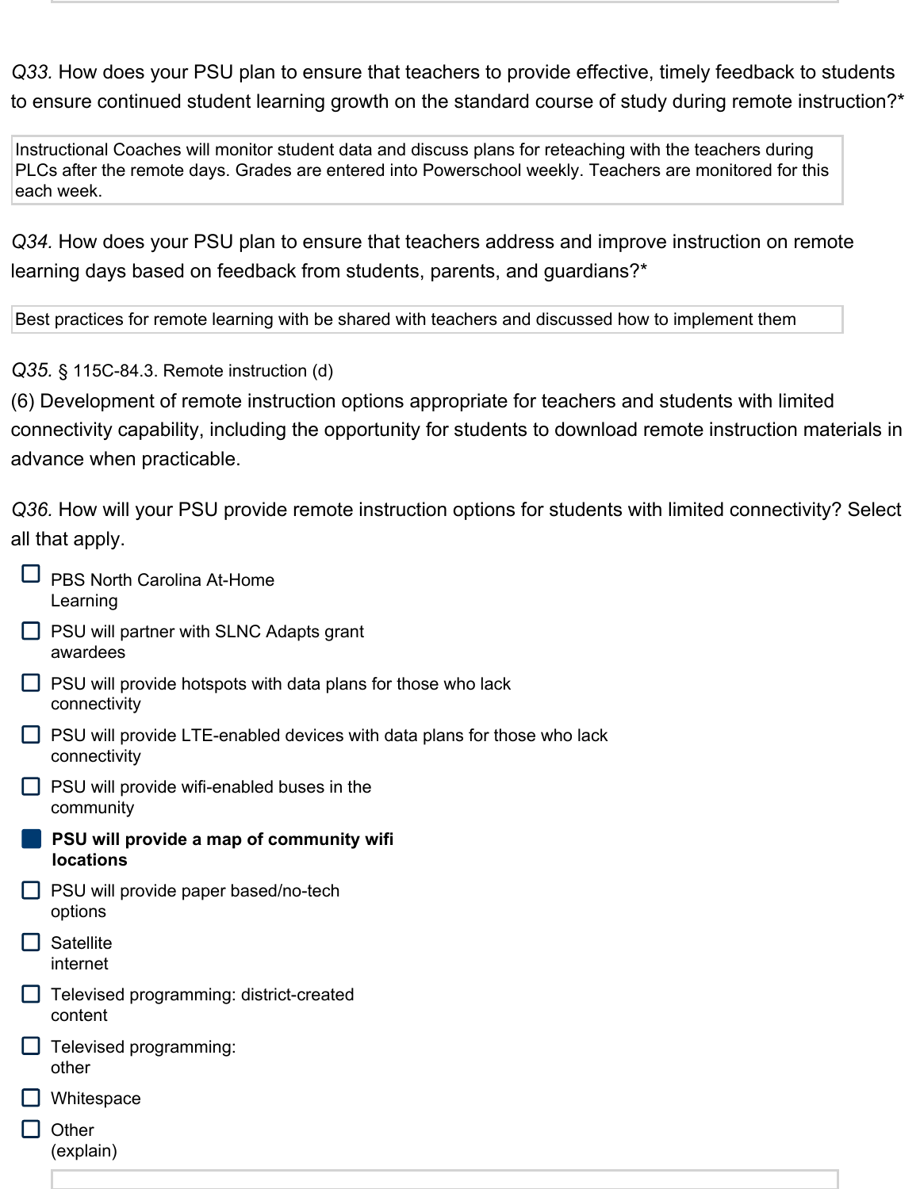*Q33.* How does your PSU plan to ensure that teachers to provide effective, timely feedback to students to ensure continued student learning growth on the standard course of study during remote instruction?*

Instructional Coaches will monitor student data and discuss plans for reteaching with the teachers during PLCs after the remote days. Grades are entered into Powerschool weekly. Teachers are monitored for this each week.

*Q34.* How does your PSU plan to ensure that teachers address and improve instruction on remote learning days based on feedback from students, parents, and guardians?*

Best practices for remote learning with be shared with teachers and discussed how to implement them

*Q35.* § 115C-84.3. Remote instruction (d)

(6) Development of remote instruction options appropriate for teachers and students with limited connectivity capability, including the opportunity for students to download remote instruction materials in advance when practicable.

*Q36.* How will your PSU provide remote instruction options for students with limited connectivity? Select all that apply.

- [ ] PBS North Carolina At-Home Learning
- [ ] PSU will partner with SLNC Adapts grant awardees
- [ ] PSU will provide hotspots with data plans for those who lack connectivity
- [ ] PSU will provide LTE-enabled devices with data plans for those who lack connectivity
- [ ] PSU will provide wifi-enabled buses in the community
- [x] **PSU will provide a map of community wifi locations**
- [ ] PSU will provide paper based/no-tech options
- [ ] Satellite internet
- [ ] Televised programming: district-created content
- [ ] Televised programming: other
- [ ] Whitespace
- [ ] Other (explain)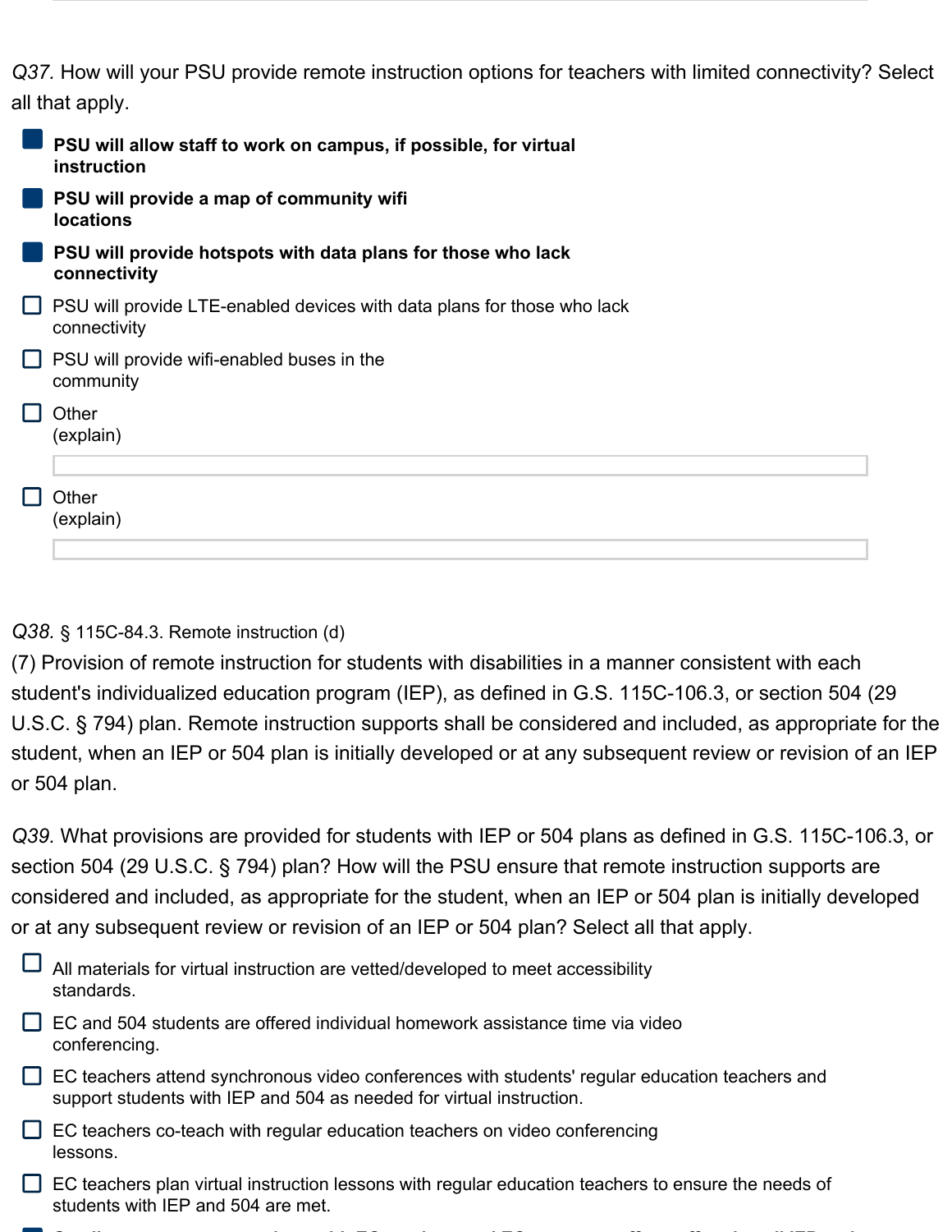*Q37.* How will your PSU provide remote instruction options for teachers with limited connectivity? Select all that apply.

- [x] **PSU will allow staff to work on campus, if possible, for virtual instruction**
- [x] **PSU will provide a map of community wifi locations**
- [x] **PSU will provide hotspots with data plans for those who lack connectivity**
- [ ] PSU will provide LTE-enabled devices with data plans for those who lack connectivity
- [ ] PSU will provide wifi-enabled buses in the community
- [ ] Other (explain)
- [ ] Other (explain)

*Q38.* § 115C-84.3. Remote instruction (d)
(7) Provision of remote instruction for students with disabilities in a manner consistent with each student's individualized education program (IEP), as defined in G.S. 115C-106.3, or section 504 (29 U.S.C. § 794) plan. Remote instruction supports shall be considered and included, as appropriate for the student, when an IEP or 504 plan is initially developed or at any subsequent review or revision of an IEP or 504 plan.

*Q39.* What provisions are provided for students with IEP or 504 plans as defined in G.S. 115C-106.3, or section 504 (29 U.S.C. § 794) plan? How will the PSU ensure that remote instruction supports are considered and included, as appropriate for the student, when an IEP or 504 plan is initially developed or at any subsequent review or revision of an IEP or 504 plan? Select all that apply.

- [ ] All materials for virtual instruction are vetted/developed to meet accessibility standards.
- [ ] EC and 504 students are offered individual homework assistance time via video conferencing.
- [ ] EC teachers attend synchronous video conferences with students' regular education teachers and support students with IEP and 504 as needed for virtual instruction.
- [ ] EC teachers co-teach with regular education teachers on video conferencing lessons.
- [ ] EC teachers plan virtual instruction lessons with regular education teachers to ensure the needs of students with IEP and 504 are met.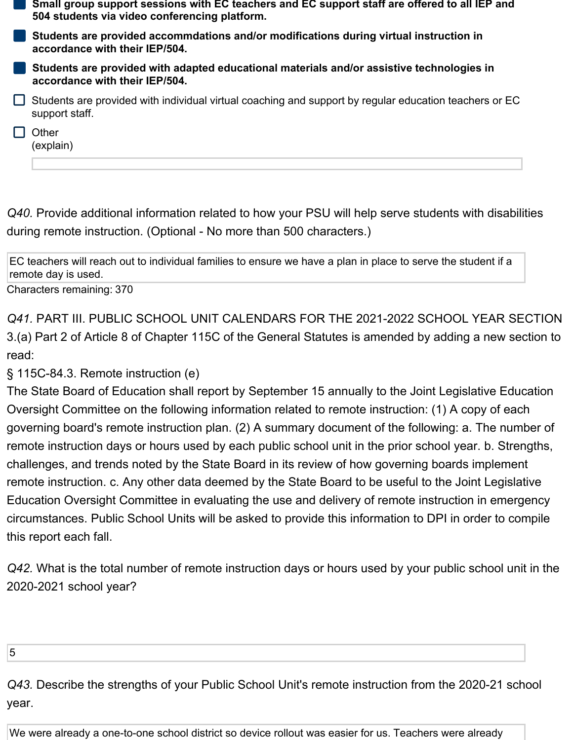- [x] **Small group support sessions with EC teachers and EC support staff are offered to all IEP and 504 students via video conferencing platform.**
- [x] **Students are provided accommdations and/or modifications during virtual instruction in accordance with their IEP/504.**
- [x] **Students are provided with adapted educational materials and/or assistive technologies in accordance with their IEP/504.**
- [ ] Students are provided with individual virtual coaching and support by regular education teachers or EC support staff.
- [ ] Other (explain)

*Q40.* Provide additional information related to how your PSU will help serve students with disabilities during remote instruction. (Optional - No more than 500 characters.)

EC teachers will reach out to individual families to ensure we have a plan in place to serve the student if a remote day is used.

Characters remaining: 370

*Q41.* PART III. PUBLIC SCHOOL UNIT CALENDARS FOR THE 2021-2022 SCHOOL YEAR SECTION 3.(a) Part 2 of Article 8 of Chapter 115C of the General Statutes is amended by adding a new section to read:

§ 115C-84.3. Remote instruction (e)

The State Board of Education shall report by September 15 annually to the Joint Legislative Education Oversight Committee on the following information related to remote instruction: (1) A copy of each governing board's remote instruction plan. (2) A summary document of the following: a. The number of remote instruction days or hours used by each public school unit in the prior school year. b. Strengths, challenges, and trends noted by the State Board in its review of how governing boards implement remote instruction. c. Any other data deemed by the State Board to be useful to the Joint Legislative Education Oversight Committee in evaluating the use and delivery of remote instruction in emergency circumstances. Public School Units will be asked to provide this information to DPI in order to compile this report each fall.

*Q42.* What is the total number of remote instruction days or hours used by your public school unit in the 2020-2021 school year?

5

*Q43.* Describe the strengths of your Public School Unit's remote instruction from the 2020-21 school year.

We were already a one-to-one school district so device rollout was easier for us. Teachers were already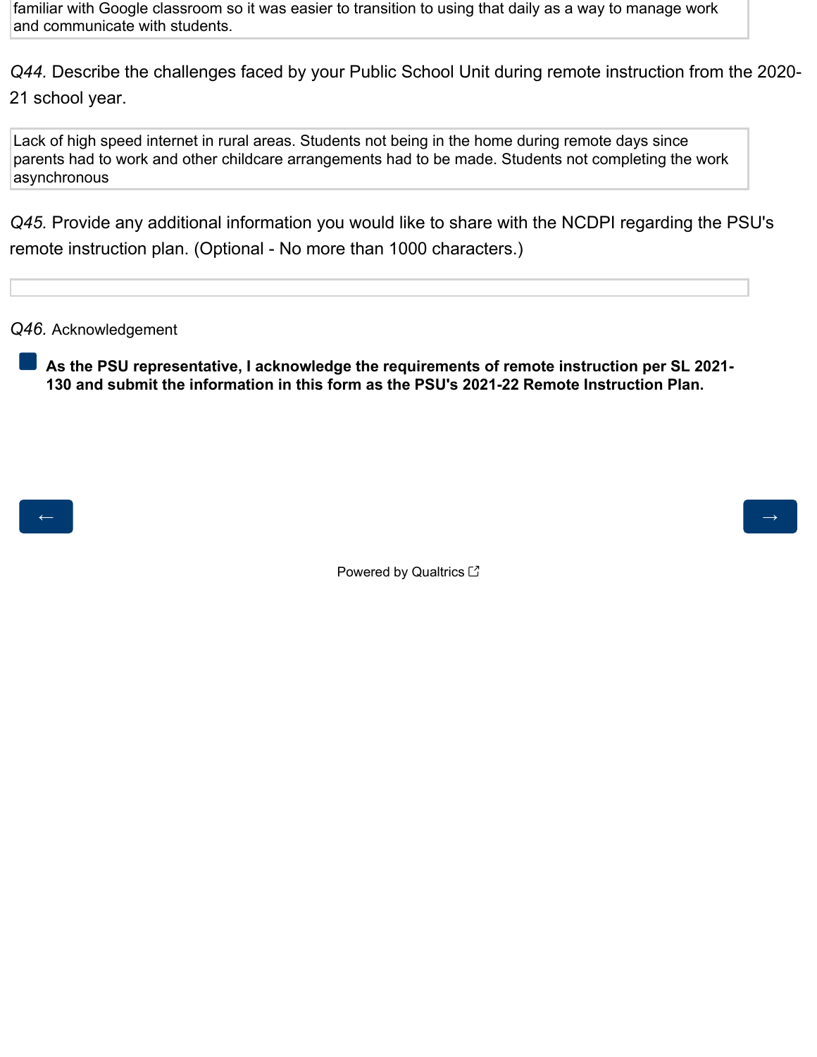familiar with Google classroom so it was easier to transition to using that daily as a way to manage work and communicate with students.

*Q44.* Describe the challenges faced by your Public School Unit during remote instruction from the 2020-21 school year.

Lack of high speed internet in rural areas. Students not being in the home during remote days since parents had to work and other childcare arrangements had to be made. Students not completing the work asynchronous

*Q45.* Provide any additional information you would like to share with the NCDPI regarding the PSU's remote instruction plan. (Optional - No more than 1000 characters.)

*Q46.* Acknowledgement

**As the PSU representative, I acknowledge the requirements of remote instruction per SL 2021-130 and submit the information in this form as the PSU's 2021-22 Remote Instruction Plan.**

Powered by Qualtrics